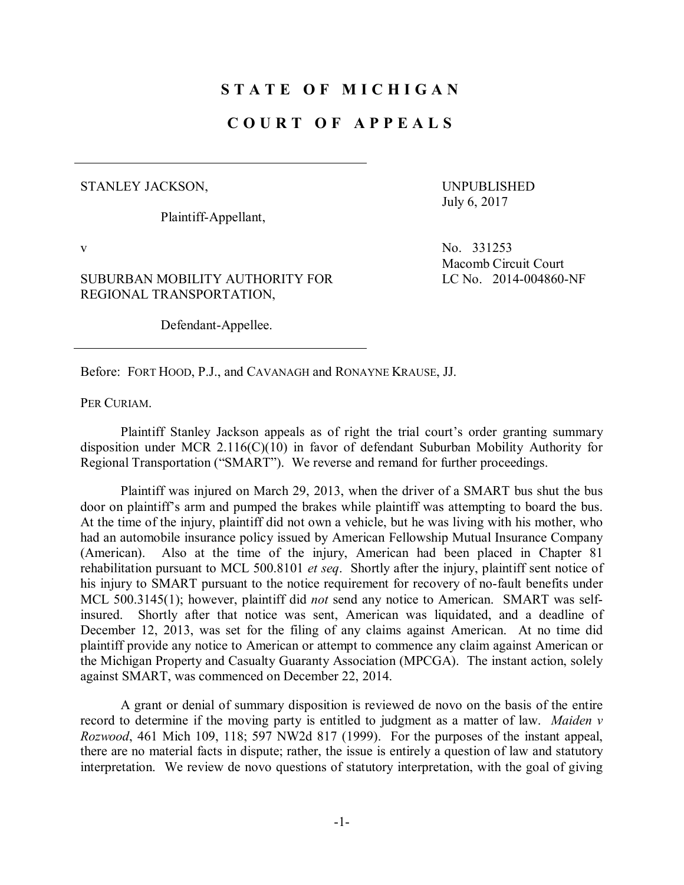# STATE OF MICHIGAN

# COURT OF APPEALS

STANLEY JACKSON,

Plaintiff-Appellant,

v

SUBURBAN MOBILITY AUTHORITY FOR REGIONAL TRANSPORTATION,

Defendant-Appellee.

UNPUBLISHED
July 6, 2017

No. 331253
Macomb Circuit Court
LC No. 2014-004860-NF

Before: FORT HOOD, P.J., and CAVANAGH and RONAYNE KRAUSE, JJ.

PER CURIAM.

Plaintiff Stanley Jackson appeals as of right the trial court's order granting summary disposition under MCR 2.116(C)(10) in favor of defendant Suburban Mobility Authority for Regional Transportation ("SMART"). We reverse and remand for further proceedings.

Plaintiff was injured on March 29, 2013, when the driver of a SMART bus shut the bus door on plaintiff's arm and pumped the brakes while plaintiff was attempting to board the bus. At the time of the injury, plaintiff did not own a vehicle, but he was living with his mother, who had an automobile insurance policy issued by American Fellowship Mutual Insurance Company (American). Also at the time of the injury, American had been placed in Chapter 81 rehabilitation pursuant to MCL 500.8101 *et seq*. Shortly after the injury, plaintiff sent notice of his injury to SMART pursuant to the notice requirement for recovery of no-fault benefits under MCL 500.3145(1); however, plaintiff did *not* send any notice to American. SMART was self-insured. Shortly after that notice was sent, American was liquidated, and a deadline of December 12, 2013, was set for the filing of any claims against American. At no time did plaintiff provide any notice to American or attempt to commence any claim against American or the Michigan Property and Casualty Guaranty Association (MPCGA). The instant action, solely against SMART, was commenced on December 22, 2014.

A grant or denial of summary disposition is reviewed de novo on the basis of the entire record to determine if the moving party is entitled to judgment as a matter of law. *Maiden v Rozwood*, 461 Mich 109, 118; 597 NW2d 817 (1999). For the purposes of the instant appeal, there are no material facts in dispute; rather, the issue is entirely a question of law and statutory interpretation. We review de novo questions of statutory interpretation, with the goal of giving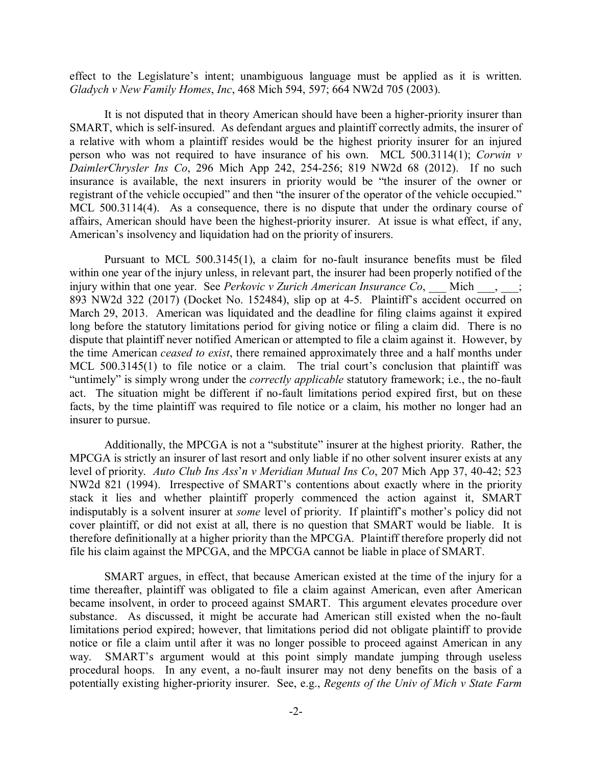effect to the Legislature's intent; unambiguous language must be applied as it is written. *Gladych v New Family Homes*, *Inc*, 468 Mich 594, 597; 664 NW2d 705 (2003).

It is not disputed that in theory American should have been a higher-priority insurer than SMART, which is self-insured. As defendant argues and plaintiff correctly admits, the insurer of a relative with whom a plaintiff resides would be the highest priority insurer for an injured person who was not required to have insurance of his own. MCL 500.3114(1); *Corwin v DaimlerChrysler Ins Co*, 296 Mich App 242, 254-256; 819 NW2d 68 (2012). If no such insurance is available, the next insurers in priority would be "the insurer of the owner or registrant of the vehicle occupied" and then "the insurer of the operator of the vehicle occupied." MCL 500.3114(4). As a consequence, there is no dispute that under the ordinary course of affairs, American should have been the highest-priority insurer. At issue is what effect, if any, American's insolvency and liquidation had on the priority of insurers.

Pursuant to MCL 500.3145(1), a claim for no-fault insurance benefits must be filed within one year of the injury unless, in relevant part, the insurer had been properly notified of the injury within that one year. See *Perkovic v Zurich American Insurance Co*, ___ Mich ___, ___; 893 NW2d 322 (2017) (Docket No. 152484), slip op at 4-5. Plaintiff's accident occurred on March 29, 2013. American was liquidated and the deadline for filing claims against it expired long before the statutory limitations period for giving notice or filing a claim did. There is no dispute that plaintiff never notified American or attempted to file a claim against it. However, by the time American *ceased to exist*, there remained approximately three and a half months under MCL 500.3145(1) to file notice or a claim. The trial court's conclusion that plaintiff was "untimely" is simply wrong under the *correctly applicable* statutory framework; i.e., the no-fault act. The situation might be different if no-fault limitations period expired first, but on these facts, by the time plaintiff was required to file notice or a claim, his mother no longer had an insurer to pursue.

Additionally, the MPCGA is not a "substitute" insurer at the highest priority. Rather, the MPCGA is strictly an insurer of last resort and only liable if no other solvent insurer exists at any level of priority. *Auto Club Ins Ass'n v Meridian Mutual Ins Co*, 207 Mich App 37, 40-42; 523 NW2d 821 (1994). Irrespective of SMART's contentions about exactly where in the priority stack it lies and whether plaintiff properly commenced the action against it, SMART indisputably is a solvent insurer at *some* level of priority. If plaintiff's mother's policy did not cover plaintiff, or did not exist at all, there is no question that SMART would be liable. It is therefore definitionally at a higher priority than the MPCGA. Plaintiff therefore properly did not file his claim against the MPCGA, and the MPCGA cannot be liable in place of SMART.

SMART argues, in effect, that because American existed at the time of the injury for a time thereafter, plaintiff was obligated to file a claim against American, even after American became insolvent, in order to proceed against SMART. This argument elevates procedure over substance. As discussed, it might be accurate had American still existed when the no-fault limitations period expired; however, that limitations period did not obligate plaintiff to provide notice or file a claim until after it was no longer possible to proceed against American in any way. SMART's argument would at this point simply mandate jumping through useless procedural hoops. In any event, a no-fault insurer may not deny benefits on the basis of a potentially existing higher-priority insurer. See, e.g., *Regents of the Univ of Mich v State Farm*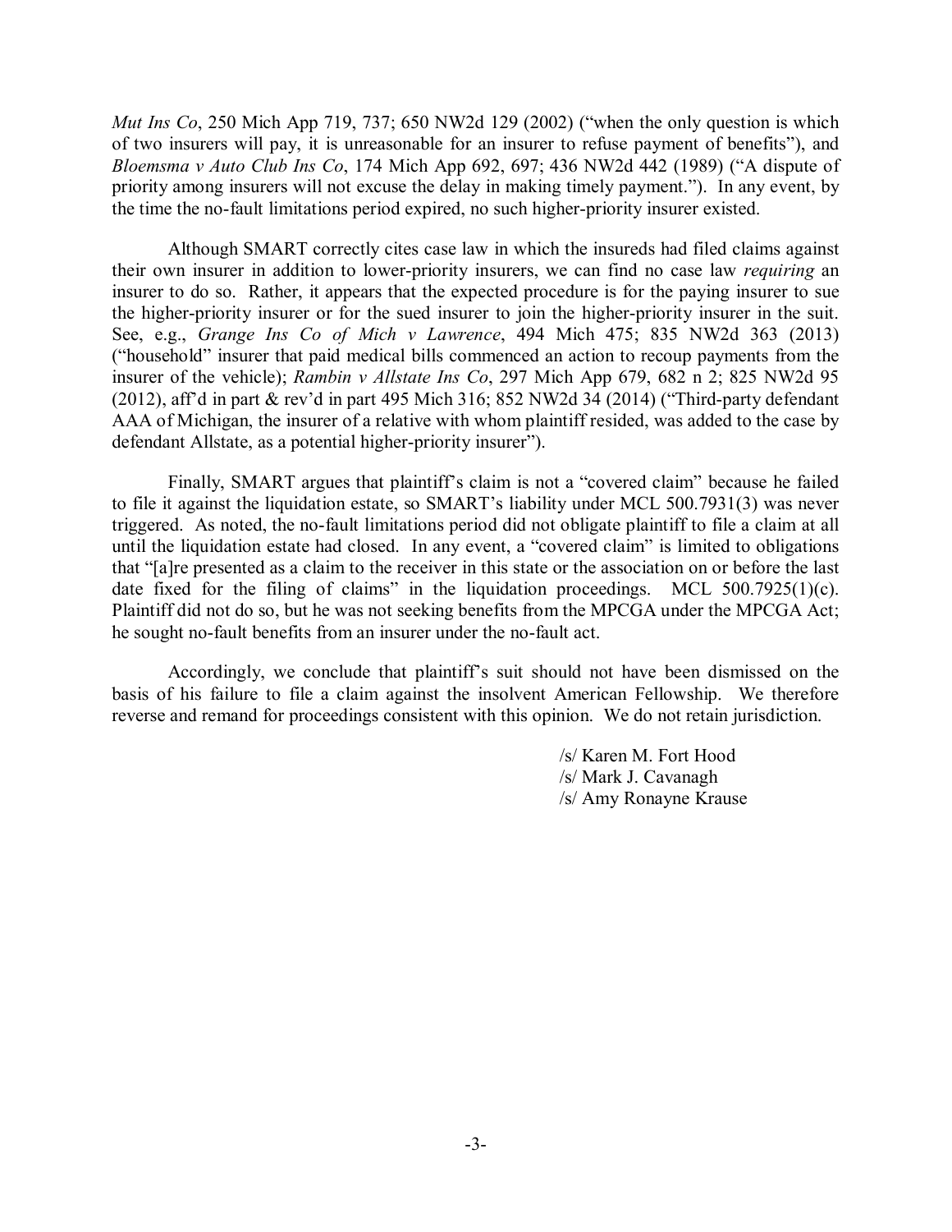*Mut Ins Co*, 250 Mich App 719, 737; 650 NW2d 129 (2002) ("when the only question is which of two insurers will pay, it is unreasonable for an insurer to refuse payment of benefits"), and *Bloemsma v Auto Club Ins Co*, 174 Mich App 692, 697; 436 NW2d 442 (1989) ("A dispute of priority among insurers will not excuse the delay in making timely payment."). In any event, by the time the no-fault limitations period expired, no such higher-priority insurer existed.

Although SMART correctly cites case law in which the insureds had filed claims against their own insurer in addition to lower-priority insurers, we can find no case law *requiring* an insurer to do so. Rather, it appears that the expected procedure is for the paying insurer to sue the higher-priority insurer or for the sued insurer to join the higher-priority insurer in the suit. See, e.g., *Grange Ins Co of Mich v Lawrence*, 494 Mich 475; 835 NW2d 363 (2013) ("household" insurer that paid medical bills commenced an action to recoup payments from the insurer of the vehicle); *Rambin v Allstate Ins Co*, 297 Mich App 679, 682 n 2; 825 NW2d 95 (2012), aff'd in part & rev'd in part 495 Mich 316; 852 NW2d 34 (2014) ("Third-party defendant AAA of Michigan, the insurer of a relative with whom plaintiff resided, was added to the case by defendant Allstate, as a potential higher-priority insurer").

Finally, SMART argues that plaintiff's claim is not a "covered claim" because he failed to file it against the liquidation estate, so SMART's liability under MCL 500.7931(3) was never triggered. As noted, the no-fault limitations period did not obligate plaintiff to file a claim at all until the liquidation estate had closed. In any event, a "covered claim" is limited to obligations that "[a]re presented as a claim to the receiver in this state or the association on or before the last date fixed for the filing of claims" in the liquidation proceedings. MCL 500.7925(1)(c). Plaintiff did not do so, but he was not seeking benefits from the MPCGA under the MPCGA Act; he sought no-fault benefits from an insurer under the no-fault act.

Accordingly, we conclude that plaintiff's suit should not have been dismissed on the basis of his failure to file a claim against the insolvent American Fellowship. We therefore reverse and remand for proceedings consistent with this opinion. We do not retain jurisdiction.

/s/ Karen M. Fort Hood
/s/ Mark J. Cavanagh
/s/ Amy Ronayne Krause